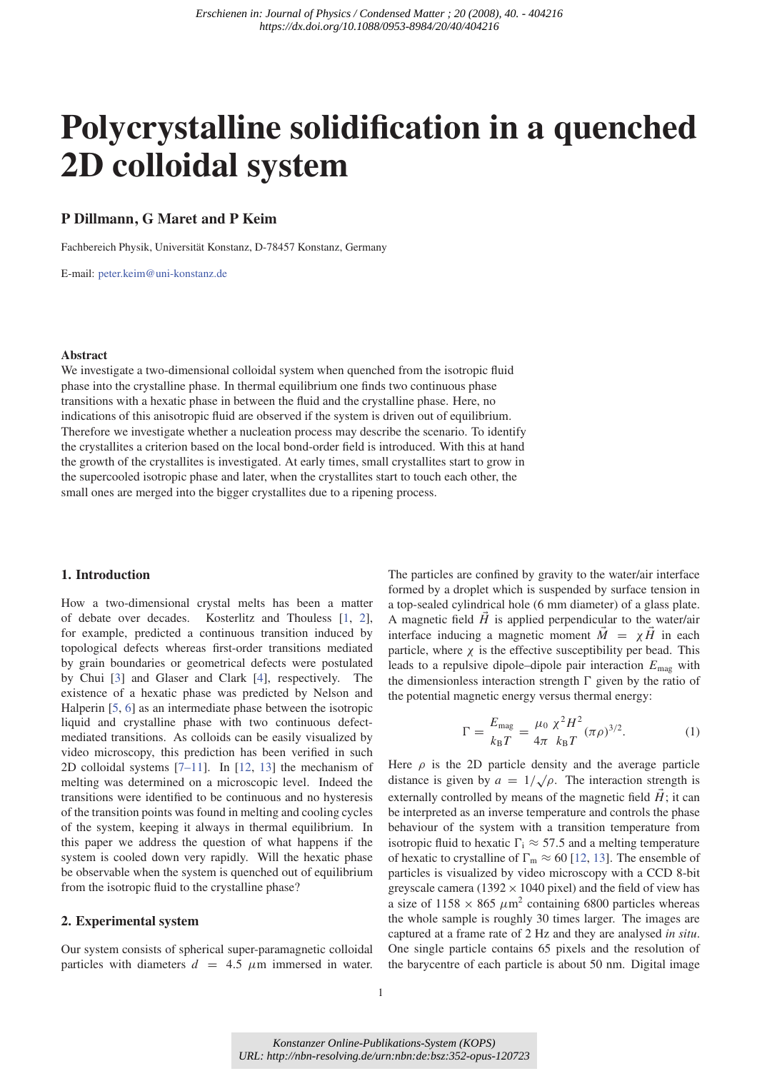# Polycrystalline solidification in a quenched 2D colloidal system

**P Dillmann, G Maret and P Keim**

Fachbereich Physik, Universität Konstanz, D-78457 Konstanz, Germany

E-mail: peter.keim@uni-konstanz.de

### Abstract

We investigate a two-dimensional colloidal system when quenched from the isotropic fluid phase into the crystalline phase. In thermal equilibrium one finds two continuous phase transitions with a hexatic phase in between the fluid and the crystalline phase. Here, no indications of this anisotropic fluid are observed if the system is driven out of equilibrium. Therefore we investigate whether a nucleation process may describe the scenario. To identify the crystallites a criterion based on the local bond-order field is introduced. With this at hand the growth of the crystallites is investigated. At early times, small crystallites start to grow in the supercooled isotropic phase and later, when the crystallites start to touch each other, the small ones are merged into the bigger crystallites due to a ripening process.

## 1. Introduction

How a two-dimensional crystal melts has been a matter of debate over decades. Kosterlitz and Thouless [1, 2], for example, predicted a continuous transition induced by topological defects whereas first-order transitions mediated by grain boundaries or geometrical defects were postulated by Chui [3] and Glaser and Clark [4], respectively. The existence of a hexatic phase was predicted by Nelson and Halperin [5, 6] as an intermediate phase between the isotropic liquid and crystalline phase with two continuous defect-mediated transitions. As colloids can be easily visualized by video microscopy, this prediction has been verified in such 2D colloidal systems [7–11]. In [12, 13] the mechanism of melting was determined on a microscopic level. Indeed the transitions were identified to be continuous and no hysteresis of the transition points was found in melting and cooling cycles of the system, keeping it always in thermal equilibrium. In this paper we address the question of what happens if the system is cooled down very rapidly. Will the hexatic phase be observable when the system is quenched out of equilibrium from the isotropic fluid to the crystalline phase?

## 2. Experimental system

Our system consists of spherical super-paramagnetic colloidal particles with diameters $d = 4.5\ \mu$m immersed in water. The particles are confined by gravity to the water/air interface formed by a droplet which is suspended by surface tension in a top-sealed cylindrical hole (6 mm diameter) of a glass plate. A magnetic field $\vec{H}$ is applied perpendicular to the water/air interface inducing a magnetic moment $\vec{M} = \chi \vec{H}$ in each particle, where $\chi$ is the effective susceptibility per bead. This leads to a repulsive dipole–dipole pair interaction $E_{\mathrm{mag}}$ with the dimensionless interaction strength $\Gamma$ given by the ratio of the potential magnetic energy versus thermal energy:

$$\Gamma = \frac{E_{\mathrm{mag}}}{k_{\mathrm{B}}T} = \frac{\mu_0}{4\pi}\frac{\chi^2 H^2}{k_{\mathrm{B}}T}(\pi\rho)^{3/2}. \qquad (1)$$

Here $\rho$ is the 2D particle density and the average particle distance is given by $a = 1/\sqrt{\rho}$. The interaction strength is externally controlled by means of the magnetic field $\vec{H}$; it can be interpreted as an inverse temperature and controls the phase behaviour of the system with a transition temperature from isotropic fluid to hexatic $\Gamma_{\mathrm{i}} \approx 57.5$ and a melting temperature of hexatic to crystalline of $\Gamma_{\mathrm{m}} \approx 60$ [12, 13]. The ensemble of particles is visualized by video microscopy with a CCD 8-bit greyscale camera ($1392 \times 1040$ pixel) and the field of view has a size of $1158 \times 865\ \mu\mathrm{m}^2$ containing 6800 particles whereas the whole sample is roughly 30 times larger. The images are captured at a frame rate of 2 Hz and they are analysed *in situ*. One single particle contains 65 pixels and the resolution of the barycentre of each particle is about 50 nm. Digital image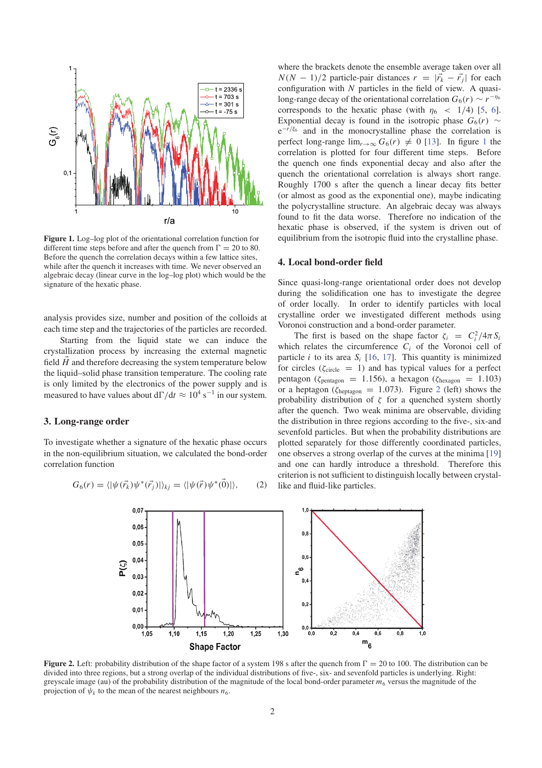**Figure 1.** Log–log plot of the orientational correlation function for different time steps before and after the quench from $\Gamma = 20$ to 80. Before the quench the correlation decays within a few lattice sites, while after the quench it increases with time. We never observed an algebraic decay (linear curve in the log–log plot) which would be the signature of the hexatic phase.

analysis provides size, number and position of the colloids at each time step and the trajectories of the particles are recorded.

Starting from the liquid state we can induce the crystallization process by increasing the external magnetic field $\vec{H}$ and therefore decreasing the system temperature below the liquid–solid phase transition temperature. The cooling rate is only limited by the electronics of the power supply and is measured to have values about $d\Gamma/dt \approx 10^4\ \mathrm{s}^{-1}$ in our system.

## 3. Long-range order

To investigate whether a signature of the hexatic phase occurs in the non-equilibrium situation, we calculated the bond-order correlation function

$$G_6(r) = \langle |\psi(\vec{r}_k)\psi^*(\vec{r}_j)| \rangle_{kj} = \langle |\psi(\vec{r})\psi^*(\vec{0})| \rangle, \qquad (2)$$

where the brackets denote the ensemble average taken over all $N(N-1)/2$ particle-pair distances $r = |\vec{r}_k - \vec{r}_j|$ for each configuration with $N$ particles in the field of view. A quasi-long-range decay of the orientational correlation $G_6(r) \sim r^{-\eta_6}$ corresponds to the hexatic phase (with $\eta_6 < 1/4$) [5, 6]. Exponential decay is found in the isotropic phase $G_6(r) \sim e^{-r/\xi_6}$ and in the monocrystalline phase the correlation is perfect long-range $\lim_{r\to\infty} G_6(r) \neq 0$ [13]. In figure 1 the correlation is plotted for four different time steps. Before the quench one finds exponential decay and also after the quench the orientational correlation is always short range. Roughly 1700 s after the quench a linear decay fits better (or almost as good as the exponential one), maybe indicating the polycrystalline structure. An algebraic decay was always found to fit the data worse. Therefore no indication of the hexatic phase is observed, if the system is driven out of equilibrium from the isotropic fluid into the crystalline phase.

## 4. Local bond-order field

Since quasi-long-range orientational order does not develop during the solidification one has to investigate the degree of order locally. In order to identify particles with local crystalline order we investigated different methods using Voronoi construction and a bond-order parameter.

The first is based on the shape factor $\zeta_i = C_i^2/4\pi S_i$ which relates the circumference $C_i$ of the Voronoi cell of particle $i$ to its area $S_i$ [16, 17]. This quantity is minimized for circles ($\zeta_{\mathrm{circle}} = 1$) and has typical values for a perfect pentagon ($\zeta_{\mathrm{pentagon}} = 1.156$), a hexagon ($\zeta_{\mathrm{hexagon}} = 1.103$) or a heptagon ($\zeta_{\mathrm{heptagon}} = 1.073$). Figure 2 (left) shows the probability distribution of $\zeta$ for a quenched system shortly after the quench. Two weak minima are observable, dividing the distribution in three regions according to the five-, six-and sevenfold particles. But when the probability distributions are plotted separately for those differently coordinated particles, one observes a strong overlap of the curves at the minima [19] and one can hardly introduce a threshold. Therefore this criterion is not sufficient to distinguish locally between crystal-like and fluid-like particles.

**Figure 2.** Left: probability distribution of the shape factor of a system 198 s after the quench from $\Gamma = 20$ to 100. The distribution can be divided into three regions, but a strong overlap of the individual distributions of five-, six- and sevenfold particles is underlying. Right: greyscale image (au) of the probability distribution of the magnitude of the local bond-order parameter $m_6$ versus the magnitude of the projection of $\psi_k$ to the mean of the nearest neighbours $n_6$.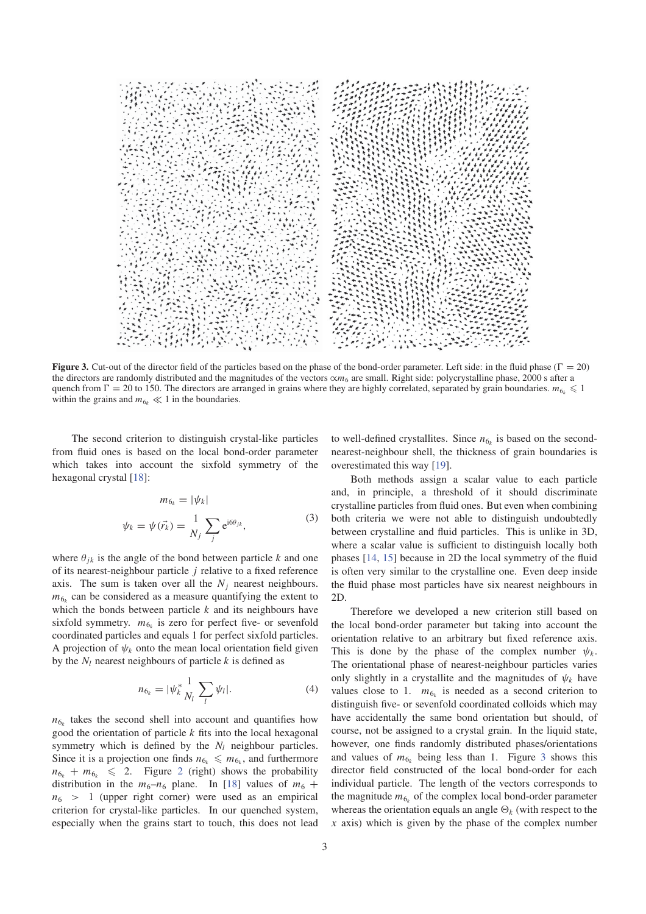**Figure 3.** Cut-out of the director field of the particles based on the phase of the bond-order parameter. Left side: in the fluid phase ($\Gamma = 20$) the directors are randomly distributed and the magnitudes of the vectors $\propto m_6$ are small. Right side: polycrystalline phase, 2000 s after a quench from $\Gamma = 20$ to 150. The directors are arranged in grains where they are highly correlated, separated by grain boundaries. $m_{6_k} \leqslant 1$ within the grains and $m_{6_k} \ll 1$ in the boundaries.

The second criterion to distinguish crystal-like particles from fluid ones is based on the local bond-order parameter which takes into account the sixfold symmetry of the hexagonal crystal [18]:

$$m_{6_k} = |\psi_k|$$
$$\psi_k = \psi(\vec{r}_k) = \frac{1}{N_j} \sum_j \mathrm{e}^{\mathrm{i}6\theta_{jk}}, \tag{3}$$

where $\theta_{jk}$ is the angle of the bond between particle $k$ and one of its nearest-neighbour particle $j$ relative to a fixed reference axis. The sum is taken over all the $N_j$ nearest neighbours. $m_{6_k}$ can be considered as a measure quantifying the extent to which the bonds between particle $k$ and its neighbours have sixfold symmetry. $m_{6_k}$ is zero for perfect five- or sevenfold coordinated particles and equals 1 for perfect sixfold particles. A projection of $\psi_k$ onto the mean local orientation field given by the $N_l$ nearest neighbours of particle $k$ is defined as

$$n_{6_k} = |\psi_k^* \frac{1}{N_l} \sum_l \psi_l|. \tag{4}$$

$n_{6_k}$ takes the second shell into account and quantifies how good the orientation of particle $k$ fits into the local hexagonal symmetry which is defined by the $N_l$ neighbour particles. Since it is a projection one finds $n_{6_k} \leqslant m_{6_k}$, and furthermore $n_{6_k} + m_{6_k} \leqslant 2$. Figure 2 (right) shows the probability distribution in the $m_6$–$n_6$ plane. In [18] values of $m_6 + n_6 > 1$ (upper right corner) were used as an empirical criterion for crystal-like particles. In our quenched system, especially when the grains start to touch, this does not lead to well-defined crystallites. Since $n_{6_k}$ is based on the second-nearest-neighbour shell, the thickness of grain boundaries is overestimated this way [19].

Both methods assign a scalar value to each particle and, in principle, a threshold of it should discriminate crystalline particles from fluid ones. But even when combining both criteria we were not able to distinguish undoubtedly between crystalline and fluid particles. This is unlike in 3D, where a scalar value is sufficient to distinguish locally both phases [14, 15] because in 2D the local symmetry of the fluid is often very similar to the crystalline one. Even deep inside the fluid phase most particles have six nearest neighbours in 2D.

Therefore we developed a new criterion still based on the local bond-order parameter but taking into account the orientation relative to an arbitrary but fixed reference axis. This is done by the phase of the complex number $\psi_k$. The orientational phase of nearest-neighbour particles varies only slightly in a crystallite and the magnitudes of $\psi_k$ have values close to 1. $m_{6_k}$ is needed as a second criterion to distinguish five- or sevenfold coordinated colloids which may have accidentally the same bond orientation but should, of course, not be assigned to a crystal grain. In the liquid state, however, one finds randomly distributed phases/orientations and values of $m_{6_k}$ being less than 1. Figure 3 shows this director field constructed of the local bond-order for each individual particle. The length of the vectors corresponds to the magnitude $m_{6_k}$ of the complex local bond-order parameter whereas the orientation equals an angle $\Theta_k$ (with respect to the $x$ axis) which is given by the phase of the complex number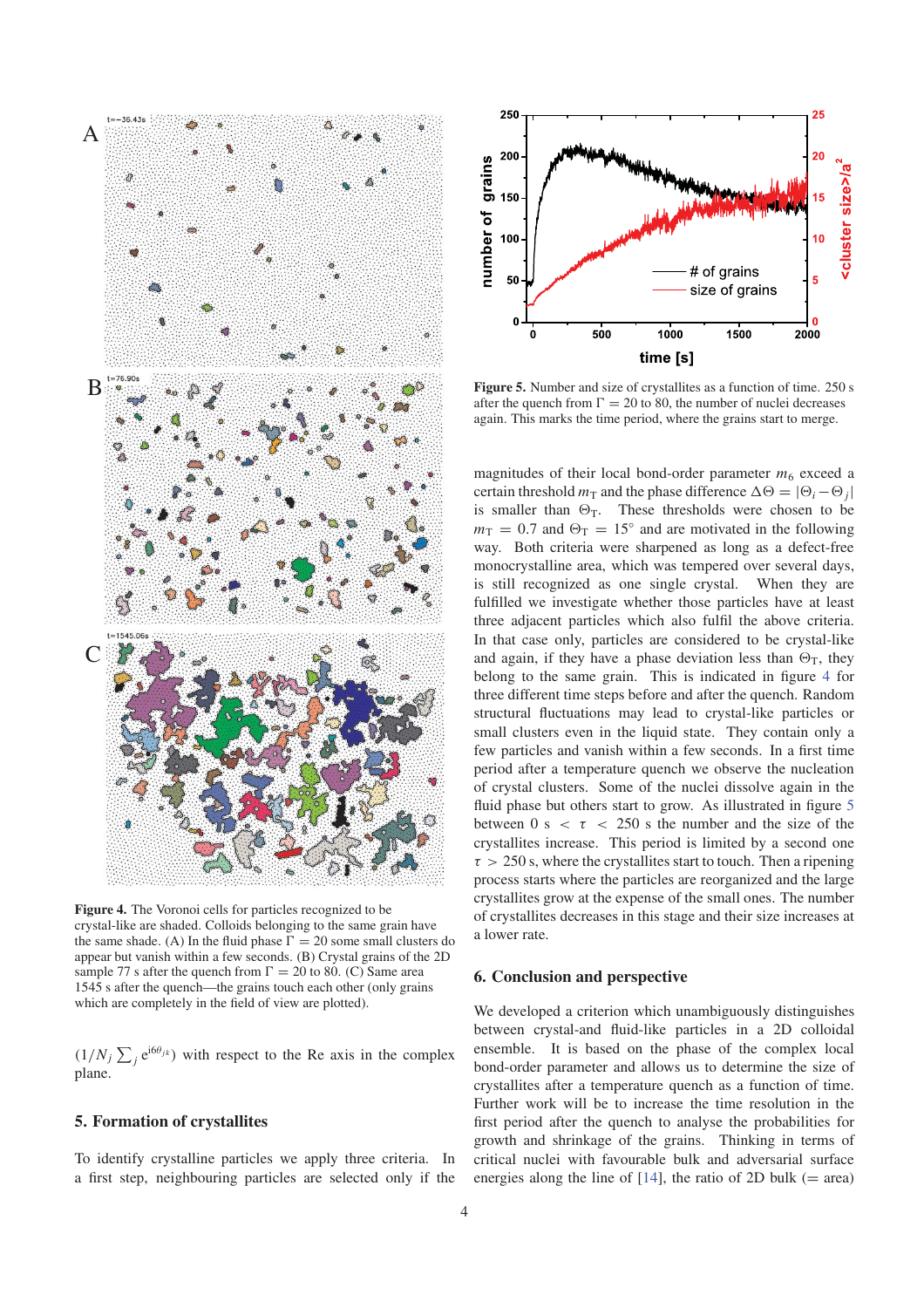Figure 4. The Voronoi cells for particles recognized to be crystal-like are shaded. Colloids belonging to the same grain have the same shade. (A) In the fluid phase $\Gamma = 20$ some small clusters do appear but vanish within a few seconds. (B) Crystal grains of the 2D sample 77 s after the quench from $\Gamma = 20$ to 80. (C) Same area 1545 s after the quench—the grains touch each other (only grains which are completely in the field of view are plotted).

$(1/N_j \sum_j e^{i6\theta_{jk}})$ with respect to the Re axis in the complex plane.

## 5. Formation of crystallites

To identify crystalline particles we apply three criteria. In a first step, neighbouring particles are selected only if the magnitudes of their local bond-order parameter $m_6$ exceed a certain threshold $m_T$ and the phase difference $\Delta\Theta = |\Theta_i - \Theta_j|$ is smaller than $\Theta_T$. These thresholds were chosen to be $m_T = 0.7$ and $\Theta_T = 15°$ and are motivated in the following way. Both criteria were sharpened as long as a defect-free monocrystalline area, which was tempered over several days, is still recognized as one single crystal. When they are fulfilled we investigate whether those particles have at least three adjacent particles which also fulfil the above criteria. In that case only, particles are considered to be crystal-like and again, if they have a phase deviation less than $\Theta_T$, they belong to the same grain. This is indicated in figure 4 for three different time steps before and after the quench. Random structural fluctuations may lead to crystal-like particles or small clusters even in the liquid state. They contain only a few particles and vanish within a few seconds. In a first time period after a temperature quench we observe the nucleation of crystal clusters. Some of the nuclei dissolve again in the fluid phase but others start to grow. As illustrated in figure 5 between $0\ \text{s} < \tau < 250\ \text{s}$ the number and the size of the crystallites increase. This period is limited by a second one $\tau > 250$ s, where the crystallites start to touch. Then a ripening process starts where the particles are reorganized and the large crystallites grow at the expense of the small ones. The number of crystallites decreases in this stage and their size increases at a lower rate.

Figure 5. Number and size of crystallites as a function of time. 250 s after the quench from $\Gamma = 20$ to 80, the number of nuclei decreases again. This marks the time period, where the grains start to merge.

## 6. Conclusion and perspective

We developed a criterion which unambiguously distinguishes between crystal-and fluid-like particles in a 2D colloidal ensemble. It is based on the phase of the complex local bond-order parameter and allows us to determine the size of crystallites after a temperature quench as a function of time. Further work will be to increase the time resolution in the first period after the quench to analyse the probabilities for growth and shrinkage of the grains. Thinking in terms of critical nuclei with favourable bulk and adversarial surface energies along the line of [14], the ratio of 2D bulk (= area)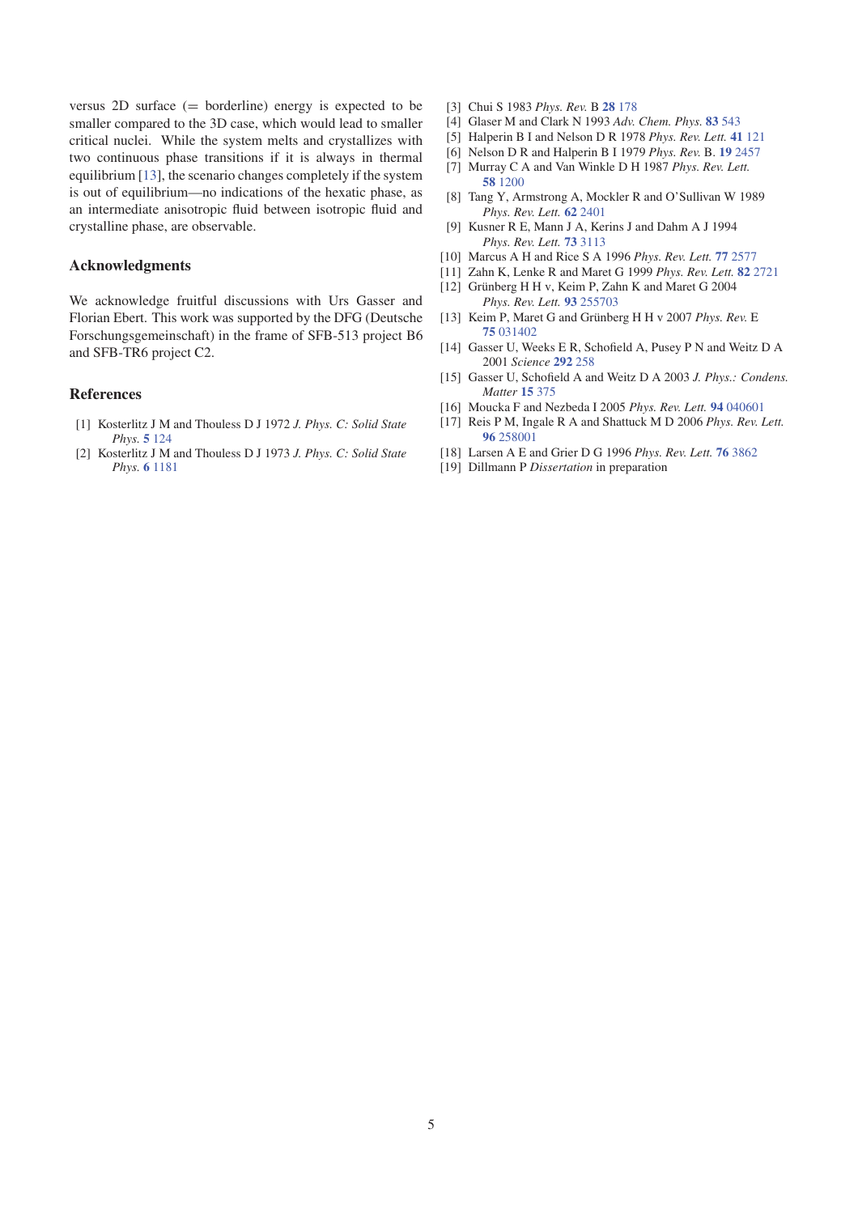versus 2D surface (= borderline) energy is expected to be smaller compared to the 3D case, which would lead to smaller critical nuclei. While the system melts and crystallizes with two continuous phase transitions if it is always in thermal equilibrium [13], the scenario changes completely if the system is out of equilibrium—no indications of the hexatic phase, as an intermediate anisotropic fluid between isotropic fluid and crystalline phase, are observable.

## Acknowledgments

We acknowledge fruitful discussions with Urs Gasser and Florian Ebert. This work was supported by the DFG (Deutsche Forschungsgemeinschaft) in the frame of SFB-513 project B6 and SFB-TR6 project C2.

## References

[1] Kosterlitz J M and Thouless D J 1972 *J. Phys. C: Solid State Phys.* **5** 124

[2] Kosterlitz J M and Thouless D J 1973 *J. Phys. C: Solid State Phys.* **6** 1181

[3] Chui S 1983 *Phys. Rev.* B **28** 178

[4] Glaser M and Clark N 1993 *Adv. Chem. Phys.* **83** 543

[5] Halperin B I and Nelson D R 1978 *Phys. Rev. Lett.* **41** 121

[6] Nelson D R and Halperin B I 1979 *Phys. Rev.* B. **19** 2457

[7] Murray C A and Van Winkle D H 1987 *Phys. Rev. Lett.* **58** 1200

[8] Tang Y, Armstrong A, Mockler R and O'Sullivan W 1989 *Phys. Rev. Lett.* **62** 2401

[9] Kusner R E, Mann J A, Kerins J and Dahm A J 1994 *Phys. Rev. Lett.* **73** 3113

[10] Marcus A H and Rice S A 1996 *Phys. Rev. Lett.* **77** 2577

[11] Zahn K, Lenke R and Maret G 1999 *Phys. Rev. Lett.* **82** 2721

[12] Grünberg H H v, Keim P, Zahn K and Maret G 2004 *Phys. Rev. Lett.* **93** 255703

[13] Keim P, Maret G and Grünberg H H v 2007 *Phys. Rev.* E **75** 031402

[14] Gasser U, Weeks E R, Schofield A, Pusey P N and Weitz D A 2001 *Science* **292** 258

[15] Gasser U, Schofield A and Weitz D A 2003 *J. Phys.: Condens. Matter* **15** 375

[16] Moucka F and Nezbeda I 2005 *Phys. Rev. Lett.* **94** 040601

[17] Reis P M, Ingale R A and Shattuck M D 2006 *Phys. Rev. Lett.* **96** 258001

[18] Larsen A E and Grier D G 1996 *Phys. Rev. Lett.* **76** 3862

[19] Dillmann P *Dissertation* in preparation